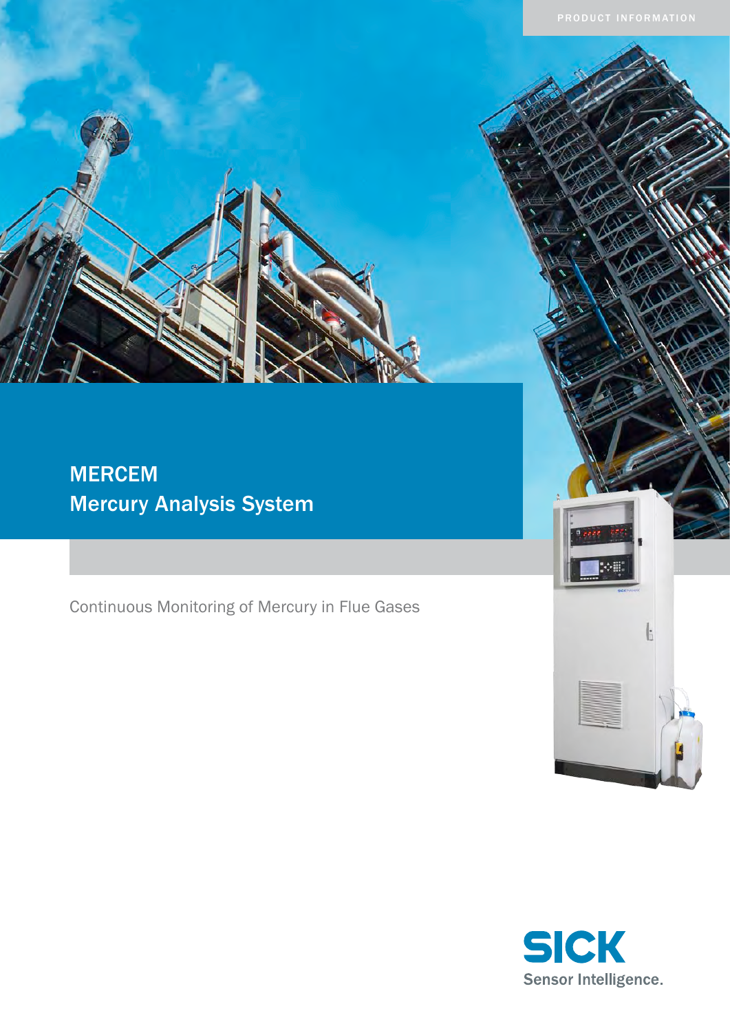PRODUCT INFORMATION

# MERCEM
# Mercury Analysis System

Continuous Monitoring of Mercury in Flue Gases

SICK
Sensor Intelligence.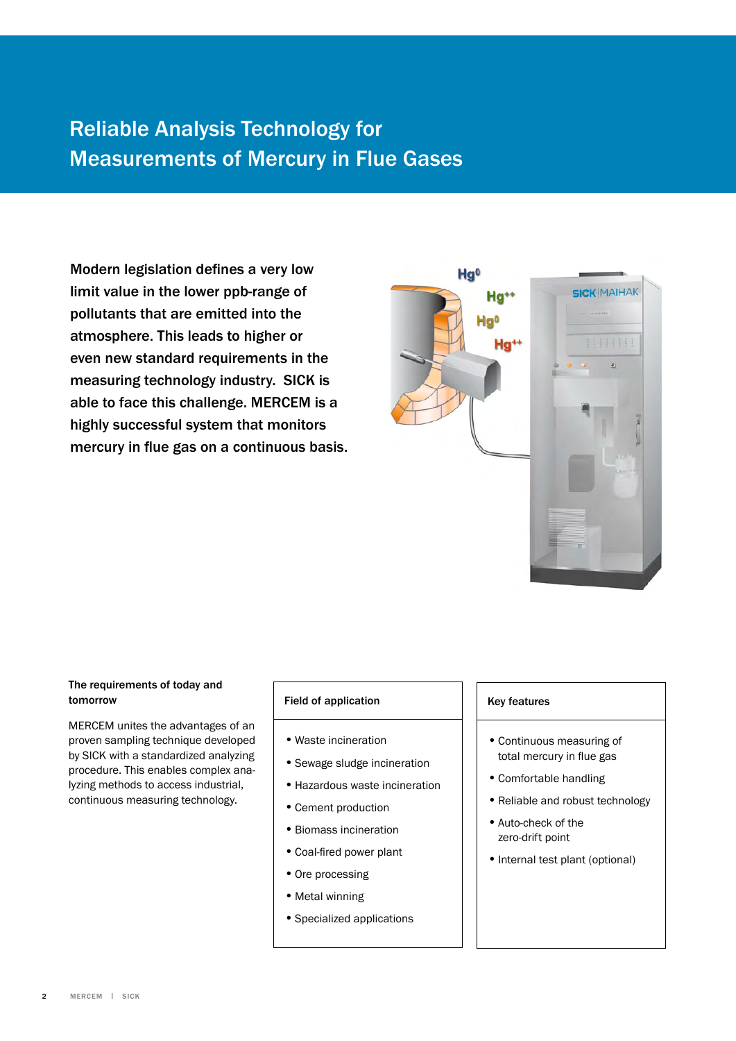# Reliable Analysis Technology for Measurements of Mercury in Flue Gases

**Modern legislation defines a very low limit value in the lower ppb-range of pollutants that are emitted into the atmosphere. This leads to higher or even new standard requirements in the measuring technology industry. SICK is able to face this challenge. MERCEM is a highly successful system that monitors mercury in flue gas on a continuous basis.**

**The requirements of today and tomorrow**

MERCEM unites the advantages of an proven sampling technique developed by SICK with a standardized analyzing procedure. This enables complex analyzing methods to access industrial, continuous measuring technology.

**Field of application**

- Waste incineration
- Sewage sludge incineration
- Hazardous waste incineration
- Cement production
- Biomass incineration
- Coal-fired power plant
- Ore processing
- Metal winning
- Specialized applications

**Key features**

- Continuous measuring of total mercury in flue gas
- Comfortable handling
- Reliable and robust technology
- Auto-check of the zero-drift point
- Internal test plant (optional)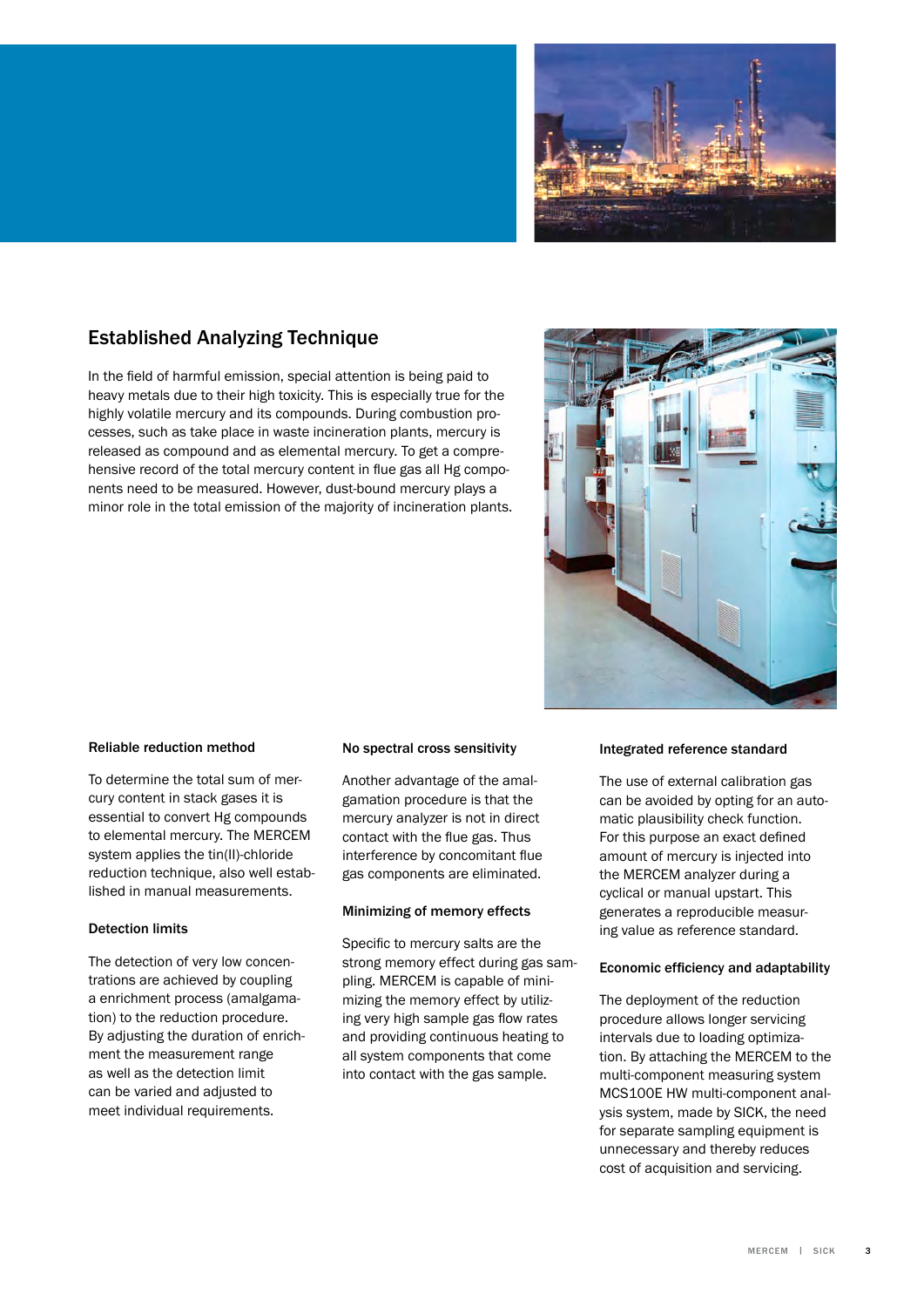## Established Analyzing Technique

In the field of harmful emission, special attention is being paid to heavy metals due to their high toxicity. This is especially true for the highly volatile mercury and its compounds. During combustion processes, such as take place in waste incineration plants, mercury is released as compound and as elemental mercury. To get a comprehensive record of the total mercury content in flue gas all Hg components need to be measured. However, dust-bound mercury plays a minor role in the total emission of the majority of incineration plants.

### Reliable reduction method

To determine the total sum of mercury content in stack gases it is essential to convert Hg compounds to elemental mercury. The MERCEM system applies the tin(II)-chloride reduction technique, also well established in manual measurements.

### Detection limits

The detection of very low concentrations are achieved by coupling a enrichment process (amalgamation) to the reduction procedure. By adjusting the duration of enrichment the measurement range as well as the detection limit can be varied and adjusted to meet individual requirements.

### No spectral cross sensitivity

Another advantage of the amalgamation procedure is that the mercury analyzer is not in direct contact with the flue gas. Thus interference by concomitant flue gas components are eliminated.

### Minimizing of memory effects

Specific to mercury salts are the strong memory effect during gas sampling. MERCEM is capable of minimizing the memory effect by utilizing very high sample gas flow rates and providing continuous heating to all system components that come into contact with the gas sample.

### Integrated reference standard

The use of external calibration gas can be avoided by opting for an automatic plausibility check function. For this purpose an exact defined amount of mercury is injected into the MERCEM analyzer during a cyclical or manual upstart. This generates a reproducible measuring value as reference standard.

### Economic efficiency and adaptability

The deployment of the reduction procedure allows longer servicing intervals due to loading optimization. By attaching the MERCEM to the multi-component measuring system MCS100E HW multi-component analysis system, made by SICK, the need for separate sampling equipment is unnecessary and thereby reduces cost of acquisition and servicing.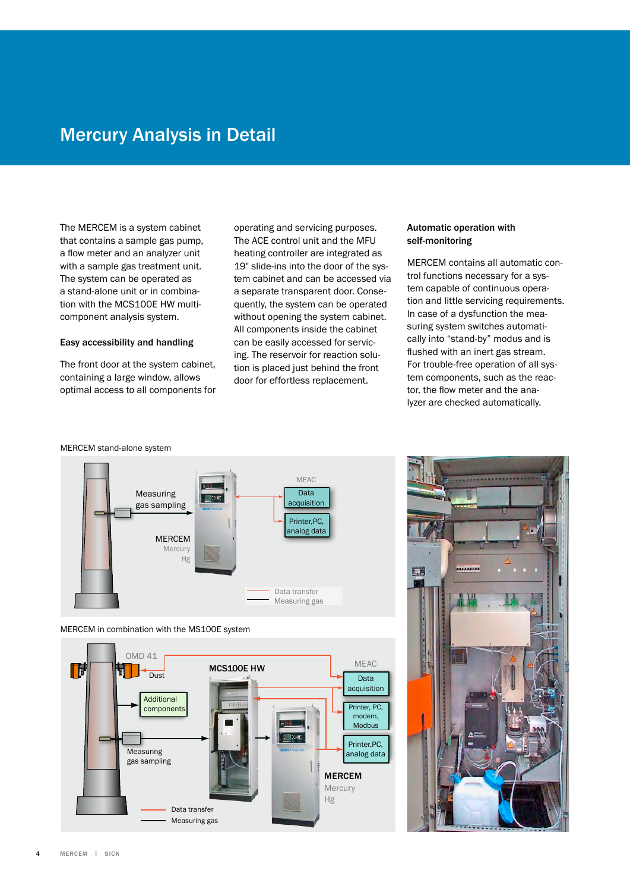# Mercury Analysis in Detail

The MERCEM is a system cabinet that contains a sample gas pump, a flow meter and an analyzer unit with a sample gas treatment unit. The system can be operated as a stand-alone unit or in combination with the MCS100E HW multi-component analysis system.

### Easy accessibility and handling

The front door at the system cabinet, containing a large window, allows optimal access to all components for operating and servicing purposes. The ACE control unit and the MFU heating controller are integrated as 19" slide-ins into the door of the system cabinet and can be accessed via a separate transparent door. Consequently, the system can be operated without opening the system cabinet. All components inside the cabinet can be easily accessed for servicing. The reservoir for reaction solution is placed just behind the front door for effortless replacement.

### Automatic operation with self-monitoring

MERCEM contains all automatic control functions necessary for a system capable of continuous operation and little servicing requirements. In case of a dysfunction the measuring system switches automatically into "stand-by" modus and is flushed with an inert gas stream. For trouble-free operation of all system components, such as the reactor, the flow meter and the analyzer are checked automatically.

MERCEM stand-alone system

Measuring gas sampling
MERCEM
Mercury
Hg
MEAC
Data acquisition
Printer,PC, analog data
Data transfer
Measuring gas

MERCEM in combination with the MS100E system

OMD 41
Dust
Additional components
Measuring gas sampling
MCS100E HW
MEAC
Data acquisition
Printer, PC, modem, Modbus
Printer,PC, analog data
MERCEM
Mercury
Hg
Data transfer
Measuring gas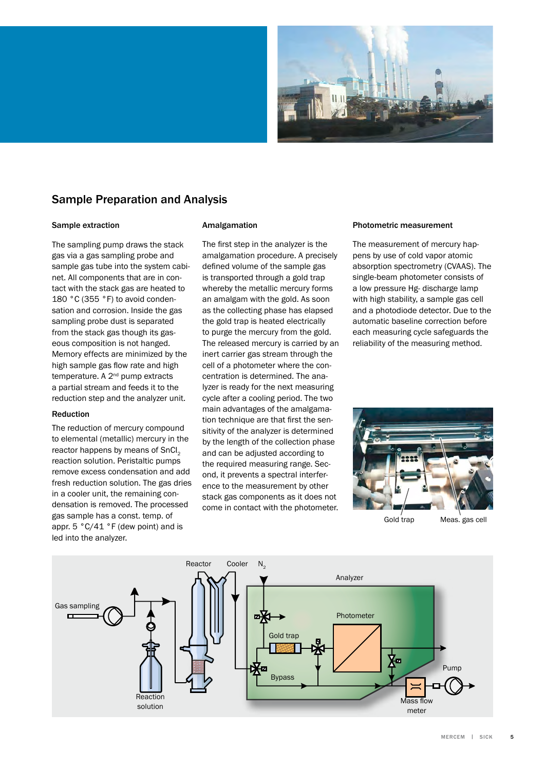## Sample Preparation and Analysis

### Sample extraction

The sampling pump draws the stack gas via a gas sampling probe and sample gas tube into the system cabinet. All components that are in contact with the stack gas are heated to 180 °C (355 °F) to avoid condensation and corrosion. Inside the gas sampling probe dust is separated from the stack gas though its gaseous composition is not hanged. Memory effects are minimized by the high sample gas flow rate and high temperature. A 2nd pump extracts a partial stream and feeds it to the reduction step and the analyzer unit.

### Reduction

The reduction of mercury compound to elemental (metallic) mercury in the reactor happens by means of $SnCl_2$ reaction solution. Peristaltic pumps remove excess condensation and add fresh reduction solution. The gas dries in a cooler unit, the remaining condensation is removed. The processed gas sample has a const. temp. of appr. 5 °C/41 °F (dew point) and is led into the analyzer.

### Amalgamation

The first step in the analyzer is the amalgamation procedure. A precisely defined volume of the sample gas is transported through a gold trap whereby the metallic mercury forms an amalgam with the gold. As soon as the collecting phase has elapsed the gold trap is heated electrically to purge the mercury from the gold. The released mercury is carried by an inert carrier gas stream through the cell of a photometer where the concentration is determined. The analyzer is ready for the next measuring cycle after a cooling period. The two main advantages of the amalgamation technique are that first the sensitivity of the analyzer is determined by the length of the collection phase and can be adjusted according to the required measuring range. Second, it prevents a spectral interference to the measurement by other stack gas components as it does not come in contact with the photometer.

### Photometric measurement

The measurement of mercury happens by use of cold vapor atomic absorption spectrometry (CVAAS). The single-beam photometer consists of a low pressure Hg- discharge lamp with high stability, a sample gas cell and a photodiode detector. Due to the automatic baseline correction before each measuring cycle safeguards the reliability of the measuring method.

Gold trap    Meas. gas cell

Gas sampling · Reactor · Cooler · $N_2$ · Analyzer · Photometer · Gold trap · Bypass · Pump · Reaction solution · Mass flow meter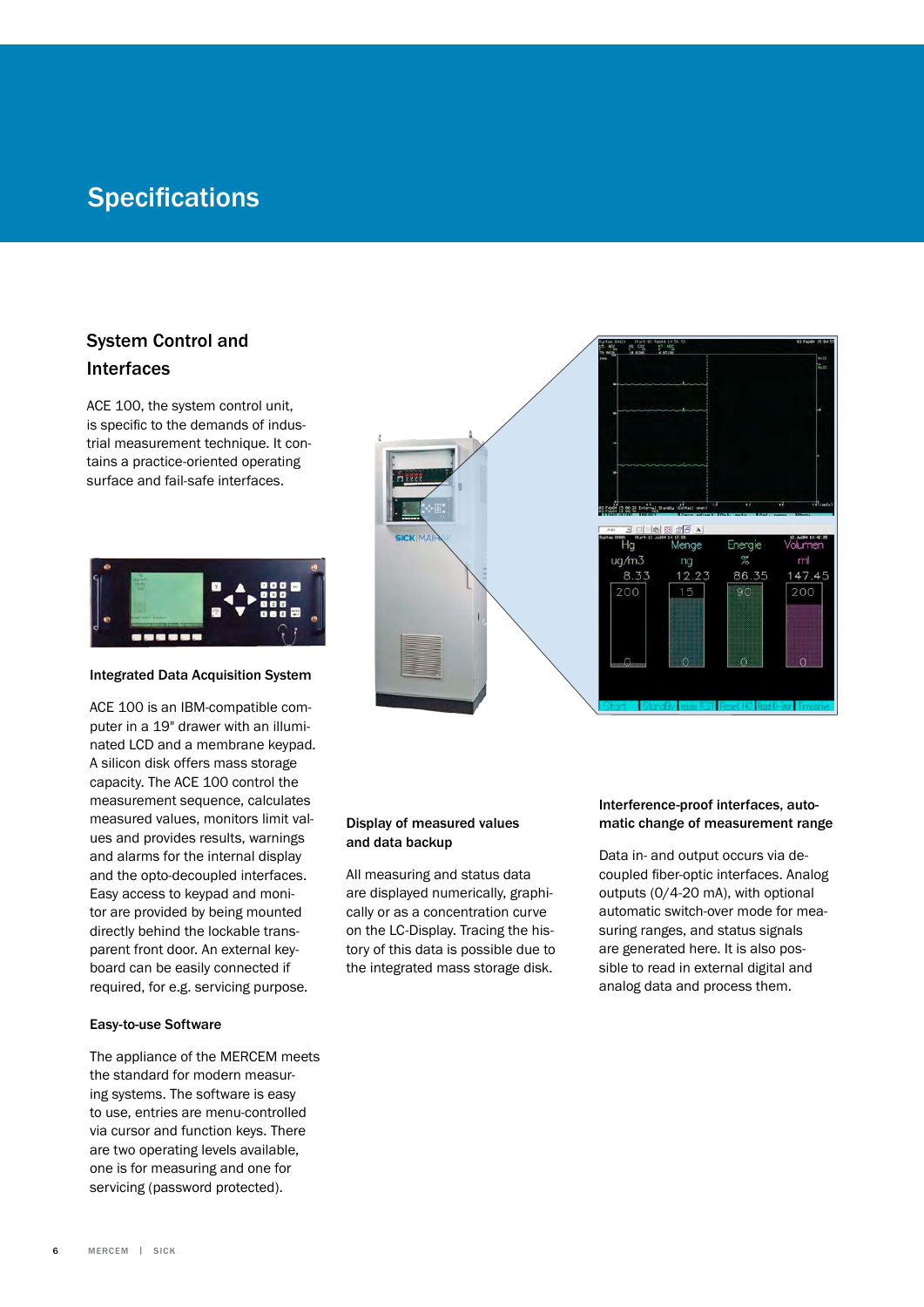# Specifications

## System Control and Interfaces

ACE 100, the system control unit, is specific to the demands of industrial measurement technique. It contains a practice-oriented operating surface and fail-safe interfaces.

### Integrated Data Acquisition System

ACE 100 is an IBM-compatible computer in a 19" drawer with an illuminated LCD and a membrane keypad. A silicon disk offers mass storage capacity. The ACE 100 control the measurement sequence, calculates measured values, monitors limit values and provides results, warnings and alarms for the internal display and the opto-decoupled interfaces. Easy access to keypad and monitor are provided by being mounted directly behind the lockable transparent front door. An external keyboard can be easily connected if required, for e.g. servicing purpose.

### Easy-to-use Software

The appliance of the MERCEM meets the standard for modern measuring systems. The software is easy to use, entries are menu-controlled via cursor and function keys. There are two operating levels available, one is for measuring and one for servicing (password protected).

### Display of measured values and data backup

All measuring and status data are displayed numerically, graphically or as a concentration curve on the LC-Display. Tracing the history of this data is possible due to the integrated mass storage disk.

### Interference-proof interfaces, automatic change of measurement range

Data in- and output occurs via decoupled fiber-optic interfaces. Analog outputs (0/4-20 mA), with optional automatic switch-over mode for measuring ranges, and status signals are generated here. It is also possible to read in external digital and analog data and process them.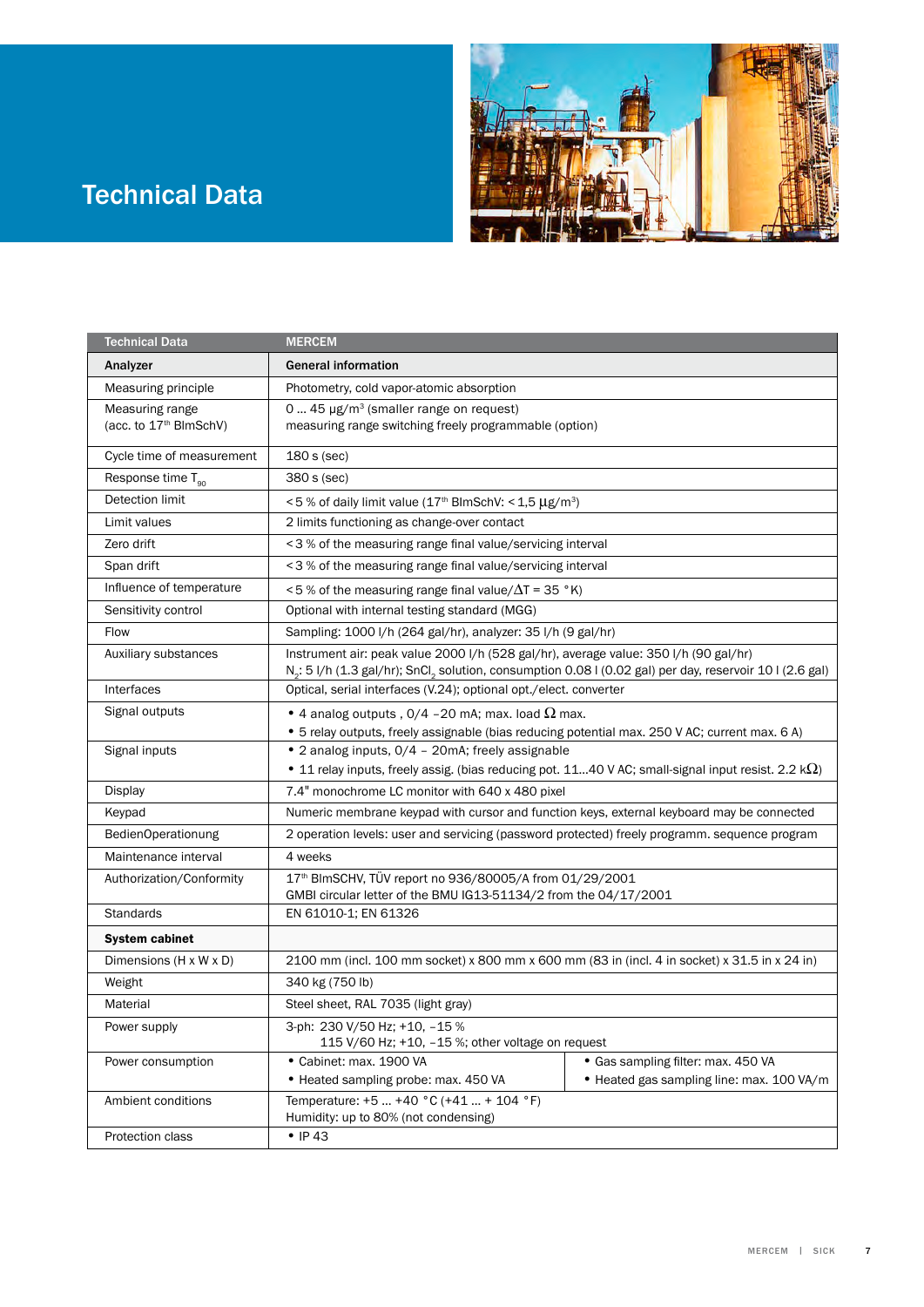# Technical Data

| Technical Data | MERCEM | |
|---|---|---|
| **Analyzer** | **General information** | |
| Measuring principle | Photometry, cold vapor-atomic absorption | |
| Measuring range (acc. to 17th BImSchV) | 0 ... 45 µg/m³ (smaller range on request)<br>measuring range switching freely programmable (option) | |
| Cycle time of measurement | 180 s (sec) | |
| Response time $T_{90}$ | 380 s (sec) | |
| Detection limit | < 5 % of daily limit value (17th BImSchV: < 1,5 µg/m³) | |
| Limit values | 2 limits functioning as change-over contact | |
| Zero drift | < 3 % of the measuring range final value/servicing interval | |
| Span drift | < 3 % of the measuring range final value/servicing interval | |
| Influence of temperature | < 5 % of the measuring range final value/$\Delta T$ = 35 °K) | |
| Sensitivity control | Optional with internal testing standard (MGG) | |
| Flow | Sampling: 1000 l/h (264 gal/hr), analyzer: 35 l/h (9 gal/hr) | |
| Auxiliary substances | Instrument air: peak value 2000 l/h (528 gal/hr), average value: 350 l/h (90 gal/hr)<br>$N_2$: 5 l/h (1.3 gal/hr); $SnCl_2$ solution, consumption 0.08 l (0.02 gal) per day, reservoir 10 l (2.6 gal) | |
| Interfaces | Optical, serial interfaces (V.24); optional opt./elect. converter | |
| Signal outputs | • 4 analog outputs , 0/4 –20 mA; max. load Ω max.<br>• 5 relay outputs, freely assignable (bias reducing potential max. 250 V AC; current max. 6 A) | |
| Signal inputs | • 2 analog inputs, 0/4 – 20mA; freely assignable<br>• 11 relay inputs, freely assig. (bias reducing pot. 11...40 V AC; small-signal input resist. 2.2 kΩ) | |
| Display | 7.4" monochrome LC monitor with 640 x 480 pixel | |
| Keypad | Numeric membrane keypad with cursor and function keys, external keyboard may be connected | |
| BedienOperationung | 2 operation levels: user and servicing (password protected) freely programm. sequence program | |
| Maintenance interval | 4 weeks | |
| Authorization/Conformity | 17th BImSCHV, TÜV report no 936/80005/A from 01/29/2001<br>GMBl circular letter of the BMU IG13-51134/2 from the 04/17/2001 | |
| Standards | EN 61010-1; EN 61326 | |
| **System cabinet** | | |
| Dimensions (H x W x D) | 2100 mm (incl. 100 mm socket) x 800 mm x 600 mm (83 in (incl. 4 in socket) x 31.5 in x 24 in) | |
| Weight | 340 kg (750 lb) | |
| Material | Steel sheet, RAL 7035 (light gray) | |
| Power supply | 3-ph: 230 V/50 Hz; +10, –15 %<br>115 V/60 Hz; +10, –15 %; other voltage on request | |
| Power consumption | • Cabinet: max. 1900 VA<br>• Heated sampling probe: max. 450 VA | • Gas sampling filter: max. 450 VA<br>• Heated gas sampling line: max. 100 VA/m |
| Ambient conditions | Temperature: +5 ... +40 °C (+41 ... + 104 °F)<br>Humidity: up to 80% (not condensing) | |
| Protection class | • IP 43 | |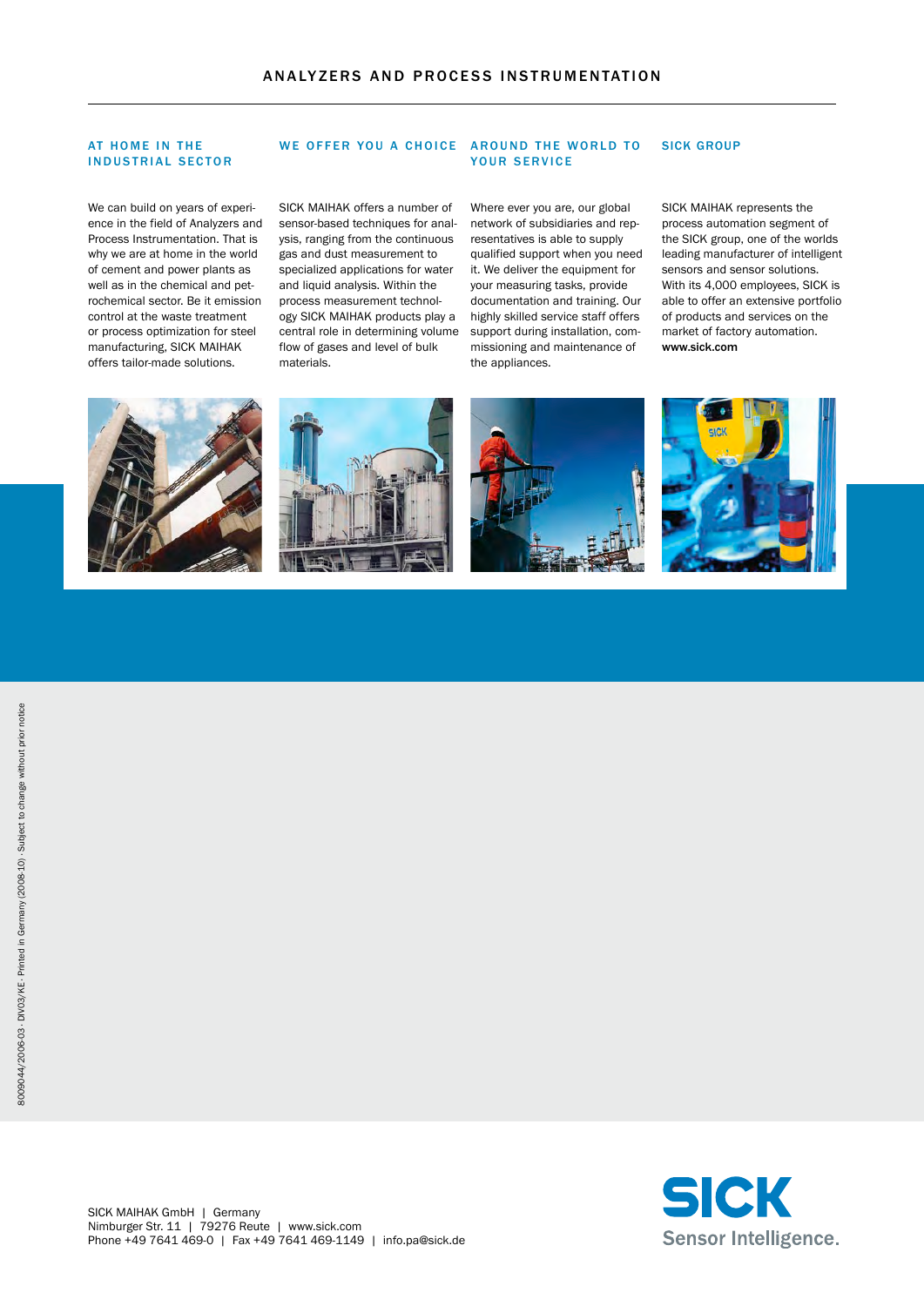# ANALYZERS AND PROCESS INSTRUMENTATION

## AT HOME IN THE INDUSTRIAL SECTOR

We can build on years of experience in the field of Analyzers and Process Instrumentation. That is why we are at home in the world of cement and power plants as well as in the chemical and petrochemical sector. Be it emission control at the waste treatment or process optimization for steel manufacturing, SICK MAIHAK offers tailor-made solutions.

## WE OFFER YOU A CHOICE

SICK MAIHAK offers a number of sensor-based techniques for analysis, ranging from the continuous gas and dust measurement to specialized applications for water and liquid analysis. Within the process measurement technology SICK MAIHAK products play a central role in determining volume flow of gases and level of bulk materials.

## AROUND THE WORLD TO YOUR SERVICE

Where ever you are, our global network of subsidiaries and representatives is able to supply qualified support when you need it. We deliver the equipment for your measuring tasks, provide documentation and training. Our highly skilled service staff offers support during installation, commissioning and maintenance of the appliances.

## SICK GROUP

SICK MAIHAK represents the process automation segment of the SICK group, one of the worlds leading manufacturer of intelligent sensors and sensor solutions. With its 4,000 employees, SICK is able to offer an extensive portfolio of products and services on the market of factory automation.
**www.sick.com**

8009044/2006-03 · DIV03/KE · Printed in Germany (2008-10) · Subject to change without prior notice

SICK MAIHAK GmbH | Germany
Nimburger Str. 11 | 79276 Reute | www.sick.com
Phone +49 7641 469-0 | Fax +49 7641 469-1149 | info.pa@sick.de

SICK
Sensor Intelligence.